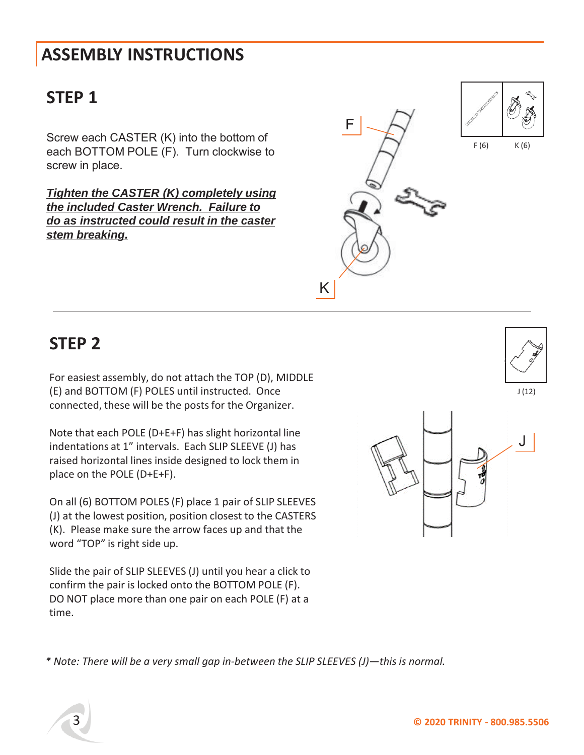# ASSEMBLY INSTRUCTIONS

## STEP 1

Screw each CASTER (K) into the bottom of each BOTTOM POLE (F). Turn clockwise to screw in place.

***Tighten the CASTER (K) completely using the included Caster Wrench. Failure to do as instructed could result in the caster stem breaking.***

F (6) K (6)

## STEP 2

For easiest assembly, do not attach the TOP (D), MIDDLE (E) and BOTTOM (F) POLES until instructed. Once connected, these will be the posts for the Organizer.

Note that each POLE (D+E+F) has slight horizontal line indentations at 1" intervals. Each SLIP SLEEVE (J) has raised horizontal lines inside designed to lock them in place on the POLE (D+E+F).

On all (6) BOTTOM POLES (F) place 1 pair of SLIP SLEEVES (J) at the lowest position, position closest to the CASTERS (K). Please make sure the arrow faces up and that the word "TOP" is right side up.

Slide the pair of SLIP SLEEVES (J) until you hear a click to confirm the pair is locked onto the BOTTOM POLE (F). DO NOT place more than one pair on each POLE (F) at a time.

J (12)

*\* Note: There will be a very small gap in-between the SLIP SLEEVES (J)—this is normal.*

© 2020 TRINITY - 800.985.5506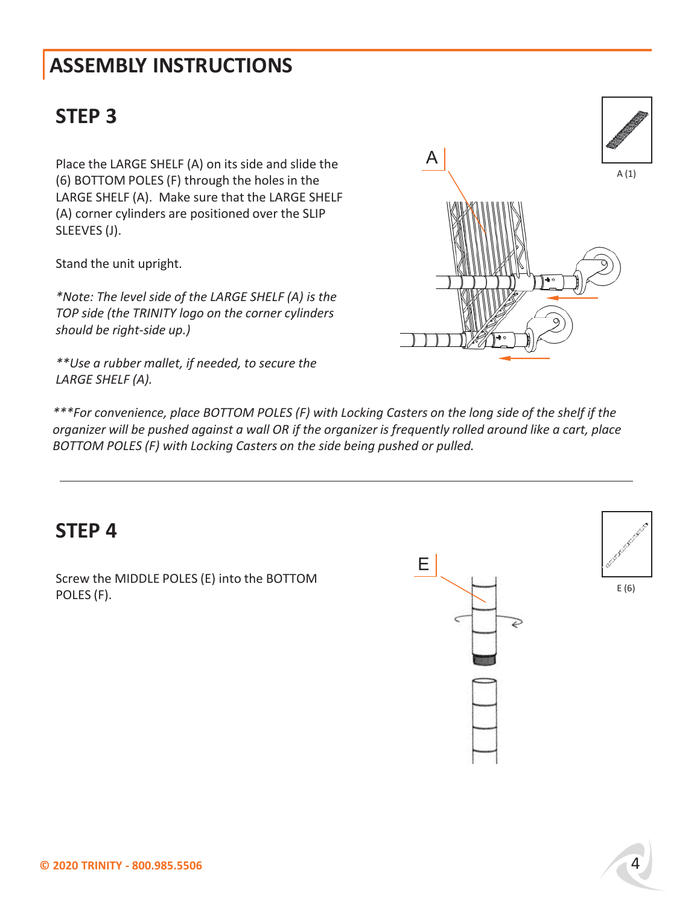# ASSEMBLY INSTRUCTIONS

## STEP 3

Place the LARGE SHELF (A) on its side and slide the (6) BOTTOM POLES (F) through the holes in the LARGE SHELF (A). Make sure that the LARGE SHELF (A) corner cylinders are positioned over the SLIP SLEEVES (J).

Stand the unit upright.

*\*Note: The level side of the LARGE SHELF (A) is the TOP side (the TRINITY logo on the corner cylinders should be right-side up.)*

*\*\*Use a rubber mallet, if needed, to secure the LARGE SHELF (A).*

*\*\*\*For convenience, place BOTTOM POLES (F) with Locking Casters on the long side of the shelf if the organizer will be pushed against a wall OR if the organizer is frequently rolled around like a cart, place BOTTOM POLES (F) with Locking Casters on the side being pushed or pulled.*

A (1)

---

## STEP 4

Screw the MIDDLE POLES (E) into the BOTTOM POLES (F).

E (6)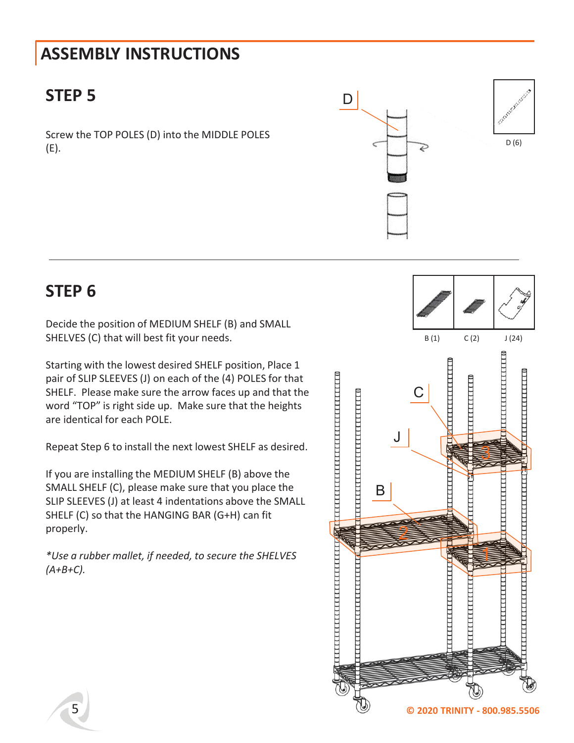# ASSEMBLY INSTRUCTIONS

## STEP 5

Screw the TOP POLES (D) into the MIDDLE POLES (E).

D (6)

## STEP 6

Decide the position of MEDIUM SHELF (B) and SMALL SHELVES (C) that will best fit your needs.

Starting with the lowest desired SHELF position, Place 1 pair of SLIP SLEEVES (J) on each of the (4) POLES for that SHELF. Please make sure the arrow faces up and that the word "TOP" is right side up. Make sure that the heights are identical for each POLE.

Repeat Step 6 to install the next lowest SHELF as desired.

If you are installing the MEDIUM SHELF (B) above the SMALL SHELF (C), please make sure that you place the SLIP SLEEVES (J) at least 4 indentations above the SMALL SHELF (C) so that the HANGING BAR (G+H) can fit properly.

*Use a rubber mallet, if needed, to secure the SHELVES (A+B+C).*

B (1) C (2) J (24)

© 2020 TRINITY - 800.985.5506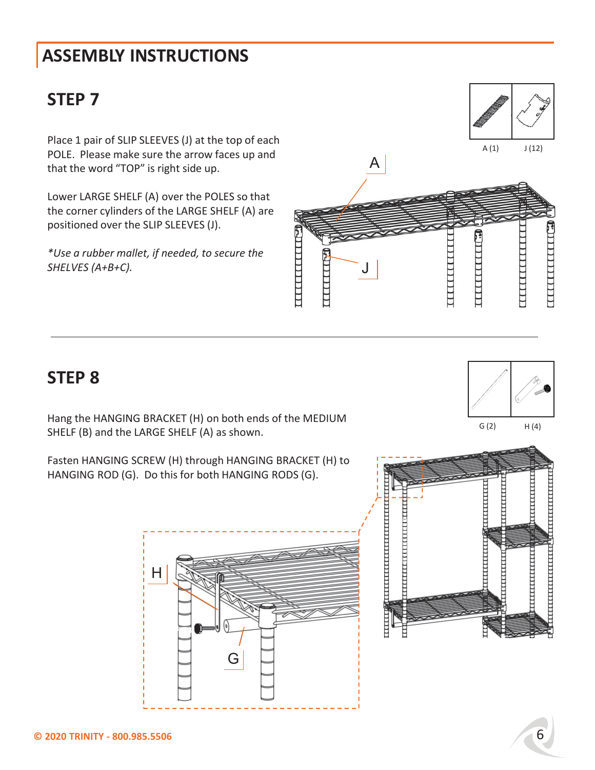# ASSEMBLY INSTRUCTIONS

## STEP 7

Place 1 pair of SLIP SLEEVES (J) at the top of each POLE. Please make sure the arrow faces up and that the word “TOP” is right side up.

Lower LARGE SHELF (A) over the POLES so that the corner cylinders of the LARGE SHELF (A) are positioned over the SLIP SLEEVES (J).

*\*Use a rubber mallet, if needed, to secure the SHELVES (A+B+C).*

A (1) J (12)

## STEP 8

Hang the HANGING BRACKET (H) on both ends of the MEDIUM SHELF (B) and the LARGE SHELF (A) as shown.

Fasten HANGING SCREW (H) through HANGING BRACKET (H) to HANGING ROD (G). Do this for both HANGING RODS (G).

G (2) H (4)

**© 2020 TRINITY - 800.985.5506**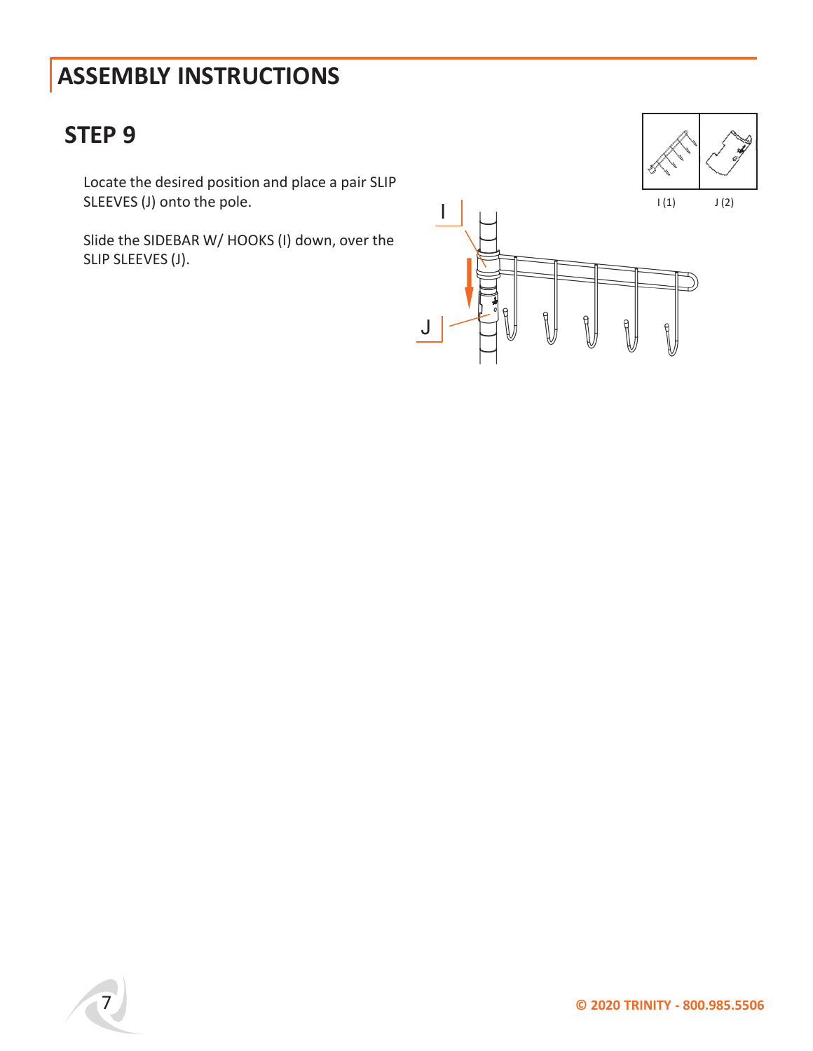## ASSEMBLY INSTRUCTIONS

### STEP 9

Locate the desired position and place a pair SLIP SLEEVES (J) onto the pole.

Slide the SIDEBAR W/ HOOKS (I) down, over the SLIP SLEEVES (J).

I (1) J (2)

I

J

© 2020 TRINITY - 800.985.5506